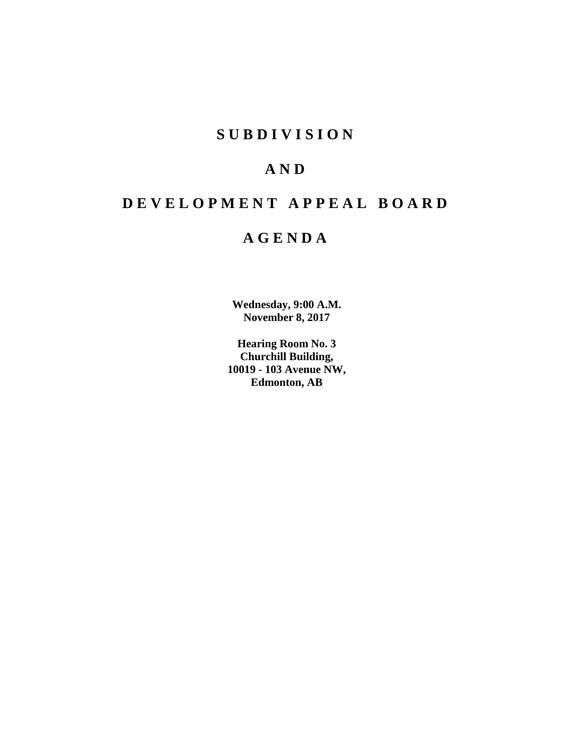# S U B D I V I S I O N

# A N D

# D E V E L O P M E N T A P P E A L B O A R D

# A G E N D A

**Wednesday, 9:00 A.M.**
**November 8, 2017**

**Hearing Room No. 3**
**Churchill Building,**
**10019 - 103 Avenue NW,**
**Edmonton, AB**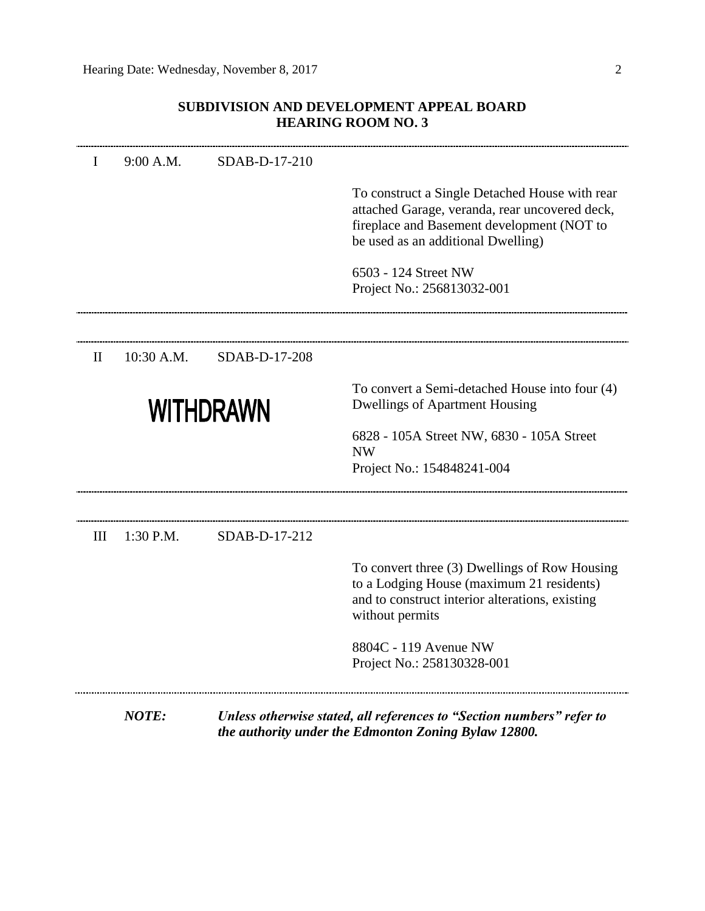## SUBDIVISION AND DEVELOPMENT APPEAL BOARD
## HEARING ROOM NO. 3

---

| | | | |
|---|---|---|---|
| I | 9:00 A.M. | SDAB-D-17-210 | To construct a Single Detached House with rear attached Garage, veranda, rear uncovered deck, fireplace and Basement development (NOT to be used as an additional Dwelling)<br><br>6503 - 124 Street NW<br>Project No.: 256813032-001 |

---

| | | | |
|---|---|---|---|
| II | 10:30 A.M. | SDAB-D-17-208 | |
| | **WITHDRAWN** | | To convert a Semi-detached House into four (4) Dwellings of Apartment Housing<br><br>6828 - 105A Street NW, 6830 - 105A Street NW<br>Project No.: 154848241-004 |

---

| | | | |
|---|---|---|---|
| III | 1:30 P.M. | SDAB-D-17-212 | To convert three (3) Dwellings of Row Housing to a Lodging House (maximum 21 residents) and to construct interior alterations, existing without permits<br><br>8804C - 119 Avenue NW<br>Project No.: 258130328-001 |

---

***NOTE:*** ***Unless otherwise stated, all references to "Section numbers" refer to the authority under the Edmonton Zoning Bylaw 12800.***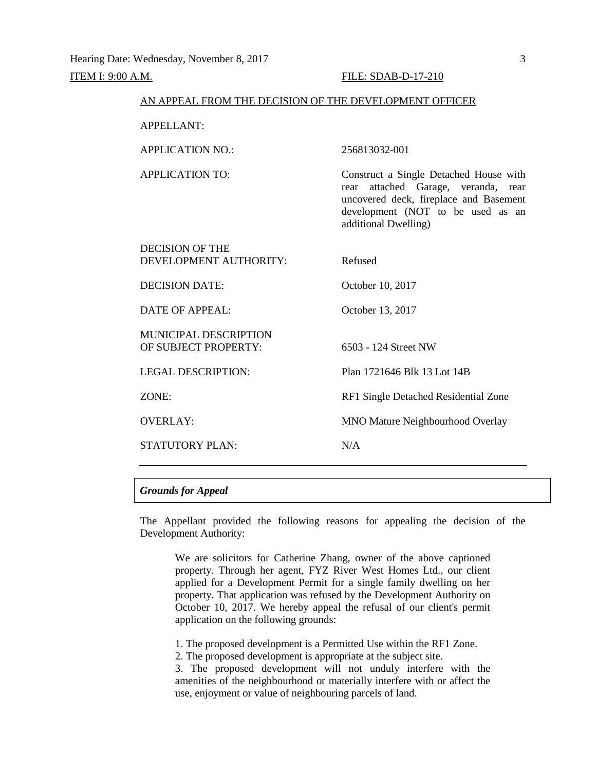ITEM I: 9:00 A.M. FILE: SDAB-D-17-210

AN APPEAL FROM THE DECISION OF THE DEVELOPMENT OFFICER

| | |
|---|---|
| APPELLANT: | |
| APPLICATION NO.: | 256813032-001 |
| APPLICATION TO: | Construct a Single Detached House with rear attached Garage, veranda, rear uncovered deck, fireplace and Basement development (NOT to be used as an additional Dwelling) |
| DECISION OF THE DEVELOPMENT AUTHORITY: | Refused |
| DECISION DATE: | October 10, 2017 |
| DATE OF APPEAL: | October 13, 2017 |
| MUNICIPAL DESCRIPTION OF SUBJECT PROPERTY: | 6503 - 124 Street NW |
| LEGAL DESCRIPTION: | Plan 1721646 Blk 13 Lot 14B |
| ZONE: | RF1 Single Detached Residential Zone |
| OVERLAY: | MNO Mature Neighbourhood Overlay |
| STATUTORY PLAN: | N/A |

---

### *Grounds for Appeal*

The Appellant provided the following reasons for appealing the decision of the Development Authority:

> We are solicitors for Catherine Zhang, owner of the above captioned property. Through her agent, FYZ River West Homes Ltd., our client applied for a Development Permit for a single family dwelling on her property. That application was refused by the Development Authority on October 10, 2017. We hereby appeal the refusal of our client's permit application on the following grounds:
>
> 1. The proposed development is a Permitted Use within the RF1 Zone.
> 2. The proposed development is appropriate at the subject site.
> 3. The proposed development will not unduly interfere with the amenities of the neighbourhood or materially interfere with or affect the use, enjoyment or value of neighbouring parcels of land.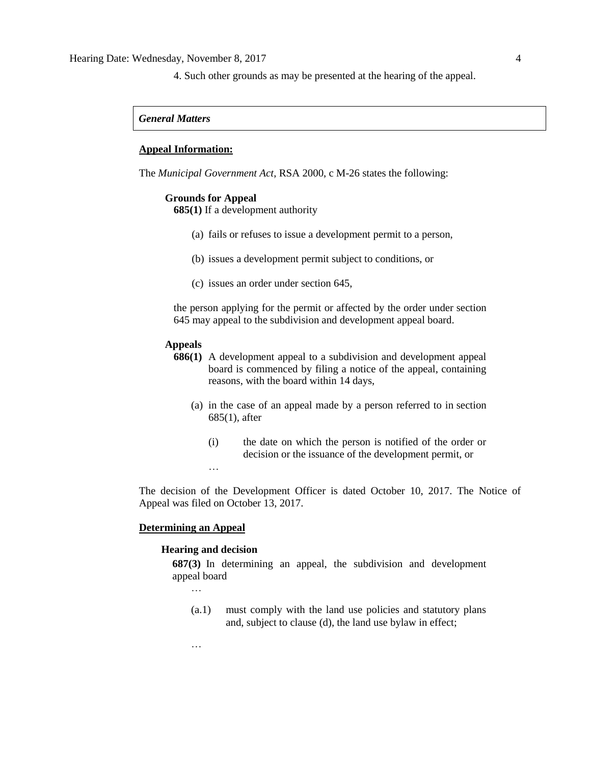4. Such other grounds as may be presented at the hearing of the appeal.

***General Matters***

**Appeal Information:**

The *Municipal Government Act*, RSA 2000, c M-26 states the following:

**Grounds for Appeal**

**685(1)** If a development authority

(a) fails or refuses to issue a development permit to a person,

(b) issues a development permit subject to conditions, or

(c) issues an order under section 645,

the person applying for the permit or affected by the order under section 645 may appeal to the subdivision and development appeal board.

**Appeals**

**686(1)** A development appeal to a subdivision and development appeal board is commenced by filing a notice of the appeal, containing reasons, with the board within 14 days,

(a) in the case of an appeal made by a person referred to in section 685(1), after

(i) the date on which the person is notified of the order or decision or the issuance of the development permit, or

…

The decision of the Development Officer is dated October 10, 2017. The Notice of Appeal was filed on October 13, 2017.

**Determining an Appeal**

**Hearing and decision**

**687(3)** In determining an appeal, the subdivision and development appeal board

…

(a.1) must comply with the land use policies and statutory plans and, subject to clause (d), the land use bylaw in effect;

…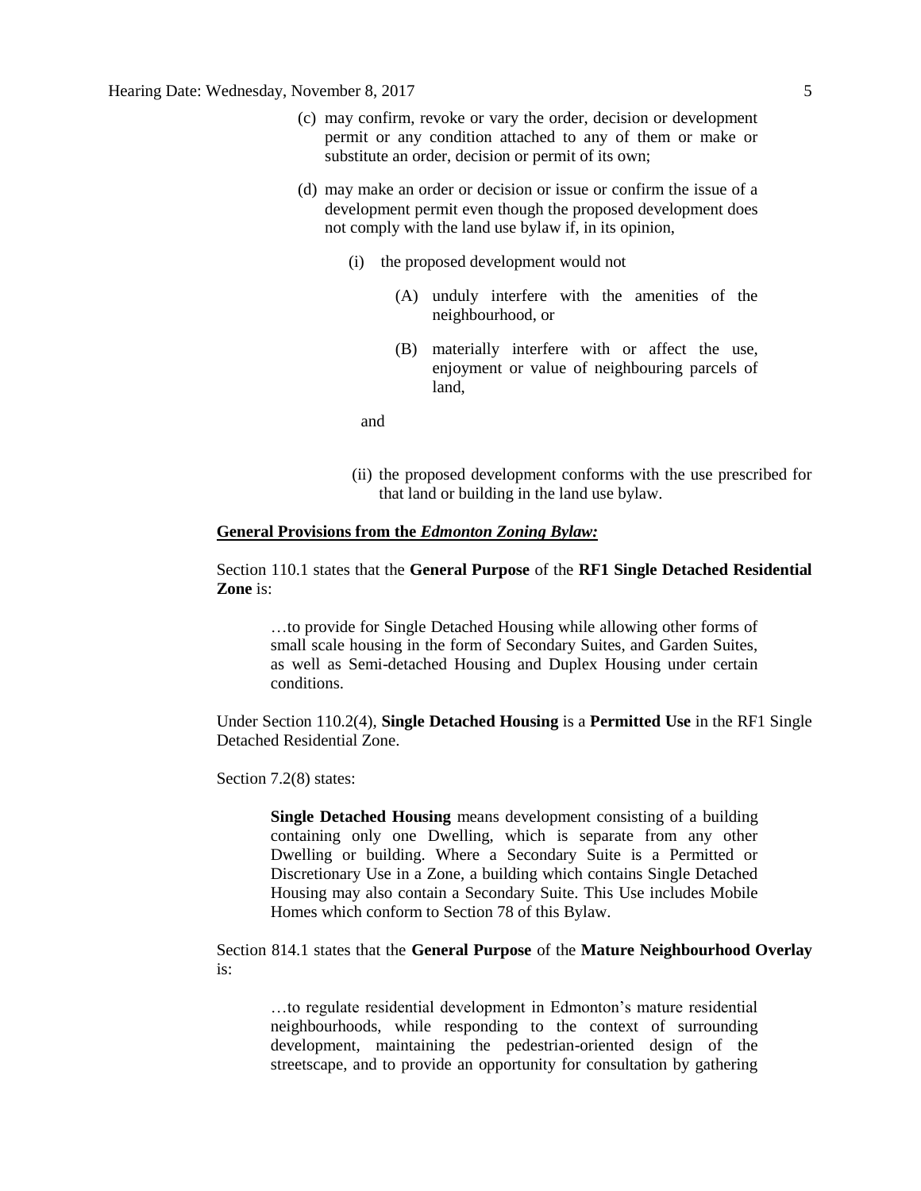(c) may confirm, revoke or vary the order, decision or development permit or any condition attached to any of them or make or substitute an order, decision or permit of its own;

(d) may make an order or decision or issue or confirm the issue of a development permit even though the proposed development does not comply with the land use bylaw if, in its opinion,

(i) the proposed development would not

(A) unduly interfere with the amenities of the neighbourhood, or

(B) materially interfere with or affect the use, enjoyment or value of neighbouring parcels of land,

and

(ii) the proposed development conforms with the use prescribed for that land or building in the land use bylaw.

**General Provisions from the *Edmonton Zoning Bylaw:***

Section 110.1 states that the **General Purpose** of the **RF1 Single Detached Residential Zone** is:

> …to provide for Single Detached Housing while allowing other forms of small scale housing in the form of Secondary Suites, and Garden Suites, as well as Semi-detached Housing and Duplex Housing under certain conditions.

Under Section 110.2(4), **Single Detached Housing** is a **Permitted Use** in the RF1 Single Detached Residential Zone.

Section 7.2(8) states:

> **Single Detached Housing** means development consisting of a building containing only one Dwelling, which is separate from any other Dwelling or building. Where a Secondary Suite is a Permitted or Discretionary Use in a Zone, a building which contains Single Detached Housing may also contain a Secondary Suite. This Use includes Mobile Homes which conform to Section 78 of this Bylaw.

Section 814.1 states that the **General Purpose** of the **Mature Neighbourhood Overlay** is:

> …to regulate residential development in Edmonton's mature residential neighbourhoods, while responding to the context of surrounding development, maintaining the pedestrian-oriented design of the streetscape, and to provide an opportunity for consultation by gathering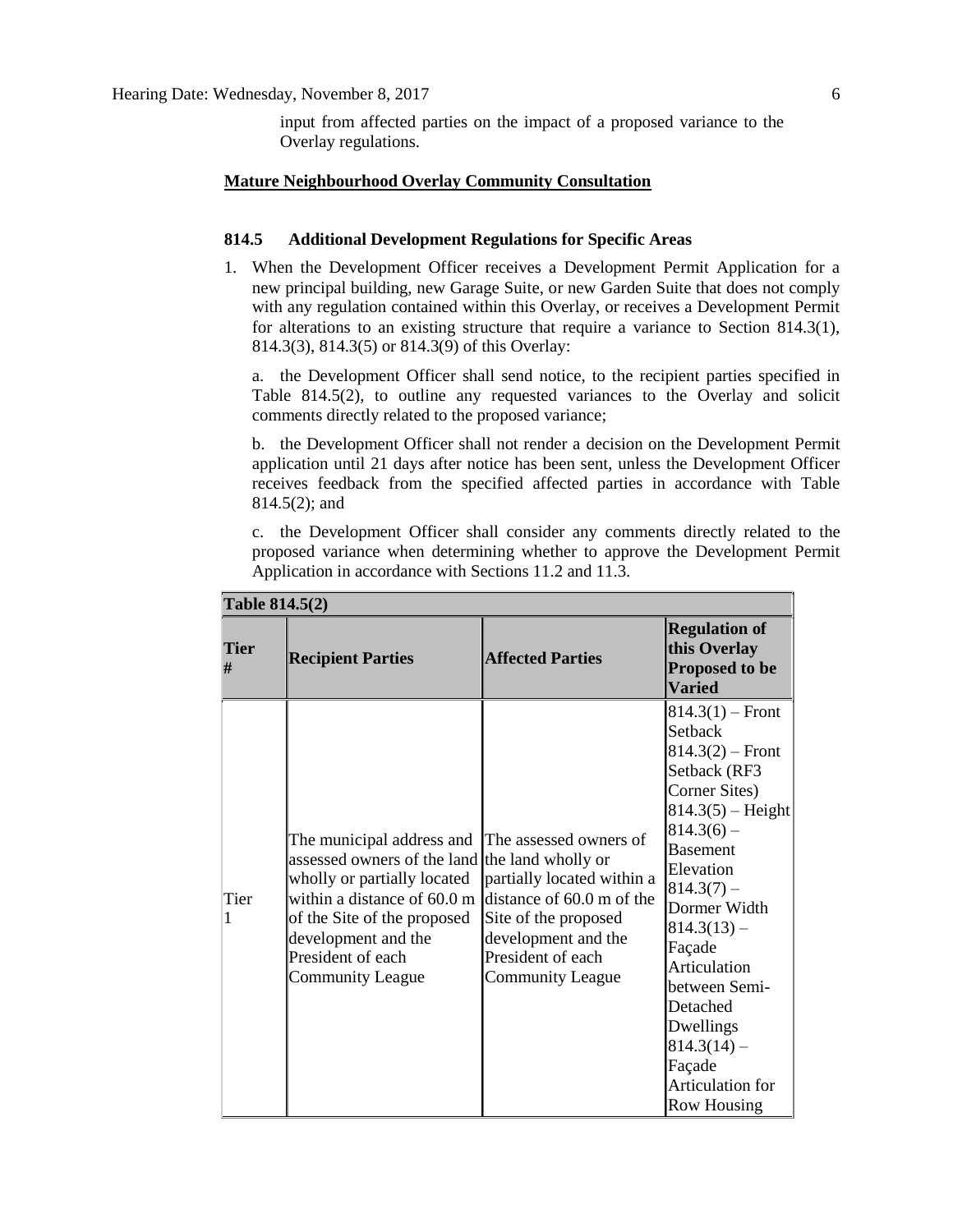input from affected parties on the impact of a proposed variance to the Overlay regulations.

**Mature Neighbourhood Overlay Community Consultation**

**814.5 Additional Development Regulations for Specific Areas**

1. When the Development Officer receives a Development Permit Application for a new principal building, new Garage Suite, or new Garden Suite that does not comply with any regulation contained within this Overlay, or receives a Development Permit for alterations to an existing structure that require a variance to Section 814.3(1), 814.3(3), 814.3(5) or 814.3(9) of this Overlay:

   a. the Development Officer shall send notice, to the recipient parties specified in Table 814.5(2), to outline any requested variances to the Overlay and solicit comments directly related to the proposed variance;

   b. the Development Officer shall not render a decision on the Development Permit application until 21 days after notice has been sent, unless the Development Officer receives feedback from the specified affected parties in accordance with Table 814.5(2); and

   c. the Development Officer shall consider any comments directly related to the proposed variance when determining whether to approve the Development Permit Application in accordance with Sections 11.2 and 11.3.

**Table 814.5(2)**

| Tier # | Recipient Parties | Affected Parties | Regulation of this Overlay Proposed to be Varied |
|---|---|---|---|
| Tier 1 | The municipal address and assessed owners of the land wholly or partially located within a distance of 60.0 m of the Site of the proposed development and the President of each Community League | The assessed owners of the land wholly or partially located within a distance of 60.0 m of the Site of the proposed development and the President of each Community League | 814.3(1) – Front Setback<br>814.3(2) – Front Setback (RF3 Corner Sites)<br>814.3(5) – Height<br>814.3(6) – Basement Elevation<br>814.3(7) – Dormer Width<br>814.3(13) – Façade Articulation between Semi-Detached Dwellings<br>814.3(14) – Façade Articulation for Row Housing |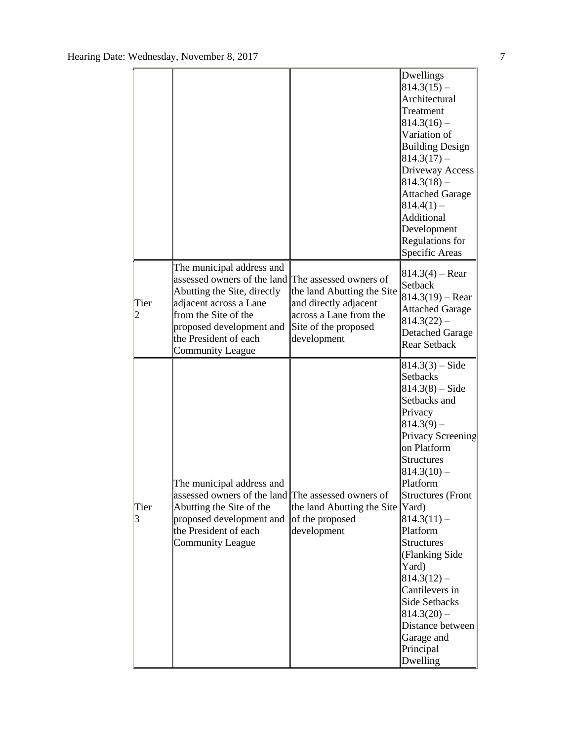| | | | |
|---|---|---|---|
| | | | Dwellings 814.3(15) – Architectural Treatment 814.3(16) – Variation of Building Design 814.3(17) – Driveway Access 814.3(18) – Attached Garage 814.4(1) – Additional Development Regulations for Specific Areas |
| Tier 2 | The municipal address and assessed owners of the land Abutting the Site, directly adjacent across a Lane from the Site of the proposed development and the President of each Community League | The assessed owners of the land Abutting the Site and directly adjacent across a Lane from the Site of the proposed development | 814.3(4) – Rear Setback 814.3(19) – Rear Attached Garage 814.3(22) – Detached Garage Rear Setback |
| Tier 3 | The municipal address and assessed owners of the land Abutting the Site of the proposed development and the President of each Community League | The assessed owners of the land Abutting the Site of the proposed development | 814.3(3) – Side Setbacks 814.3(8) – Side Setbacks and Privacy 814.3(9) – Privacy Screening on Platform Structures 814.3(10) – Platform Structures (Front Yard) 814.3(11) – Platform Structures (Flanking Side Yard) 814.3(12) – Cantilevers in Side Setbacks 814.3(20) – Distance between Garage and Principal Dwelling |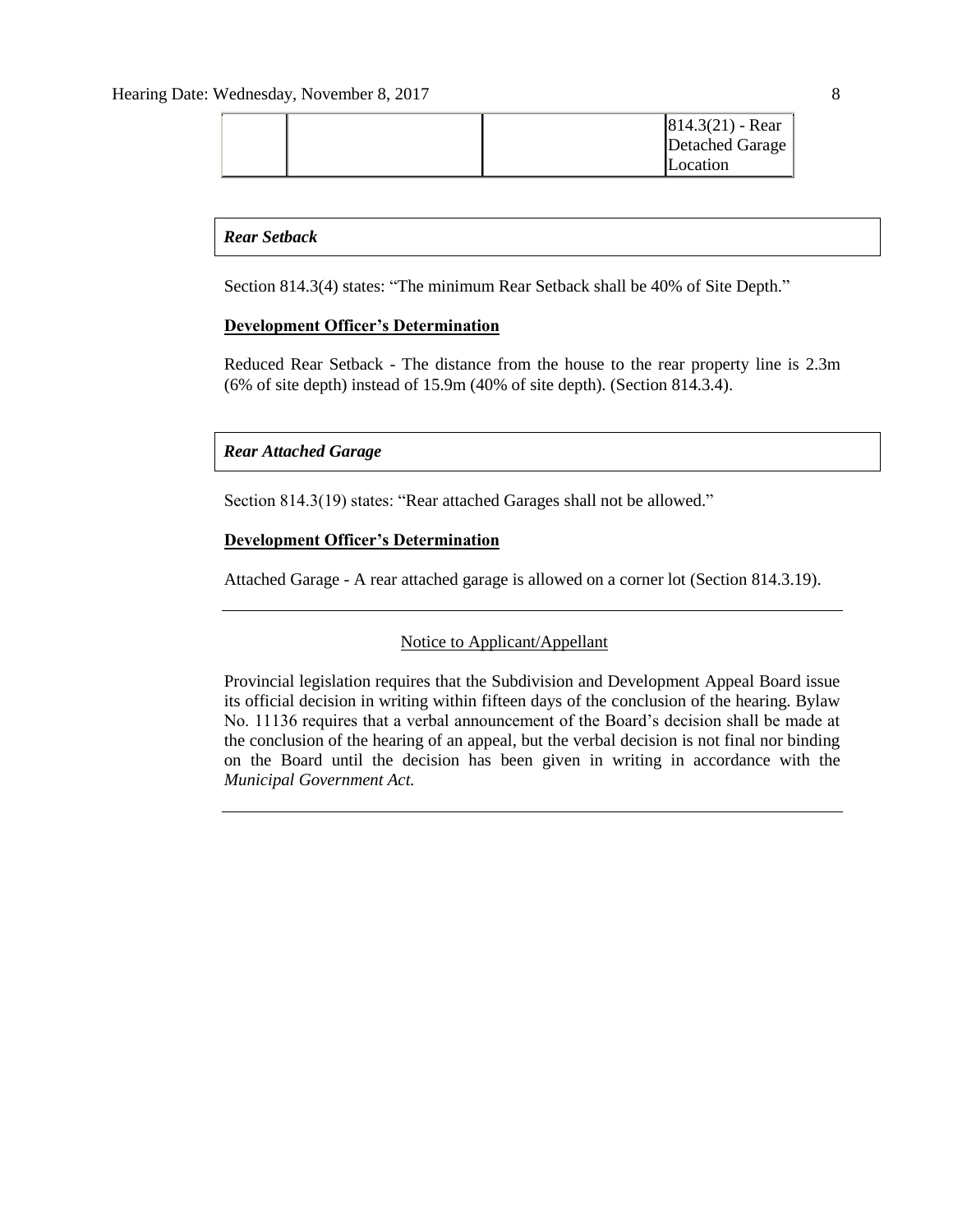| | | | 814.3(21) - Rear Detached Garage Location |
|---|---|---|---|

*Rear Setback*

Section 814.3(4) states: "The minimum Rear Setback shall be 40% of Site Depth."

**Development Officer's Determination**

Reduced Rear Setback - The distance from the house to the rear property line is 2.3m (6% of site depth) instead of 15.9m (40% of site depth). (Section 814.3.4).

*Rear Attached Garage*

Section 814.3(19) states: "Rear attached Garages shall not be allowed."

**Development Officer's Determination**

Attached Garage - A rear attached garage is allowed on a corner lot (Section 814.3.19).

---

Notice to Applicant/Appellant

Provincial legislation requires that the Subdivision and Development Appeal Board issue its official decision in writing within fifteen days of the conclusion of the hearing. Bylaw No. 11136 requires that a verbal announcement of the Board's decision shall be made at the conclusion of the hearing of an appeal, but the verbal decision is not final nor binding on the Board until the decision has been given in writing in accordance with the *Municipal Government Act.*

---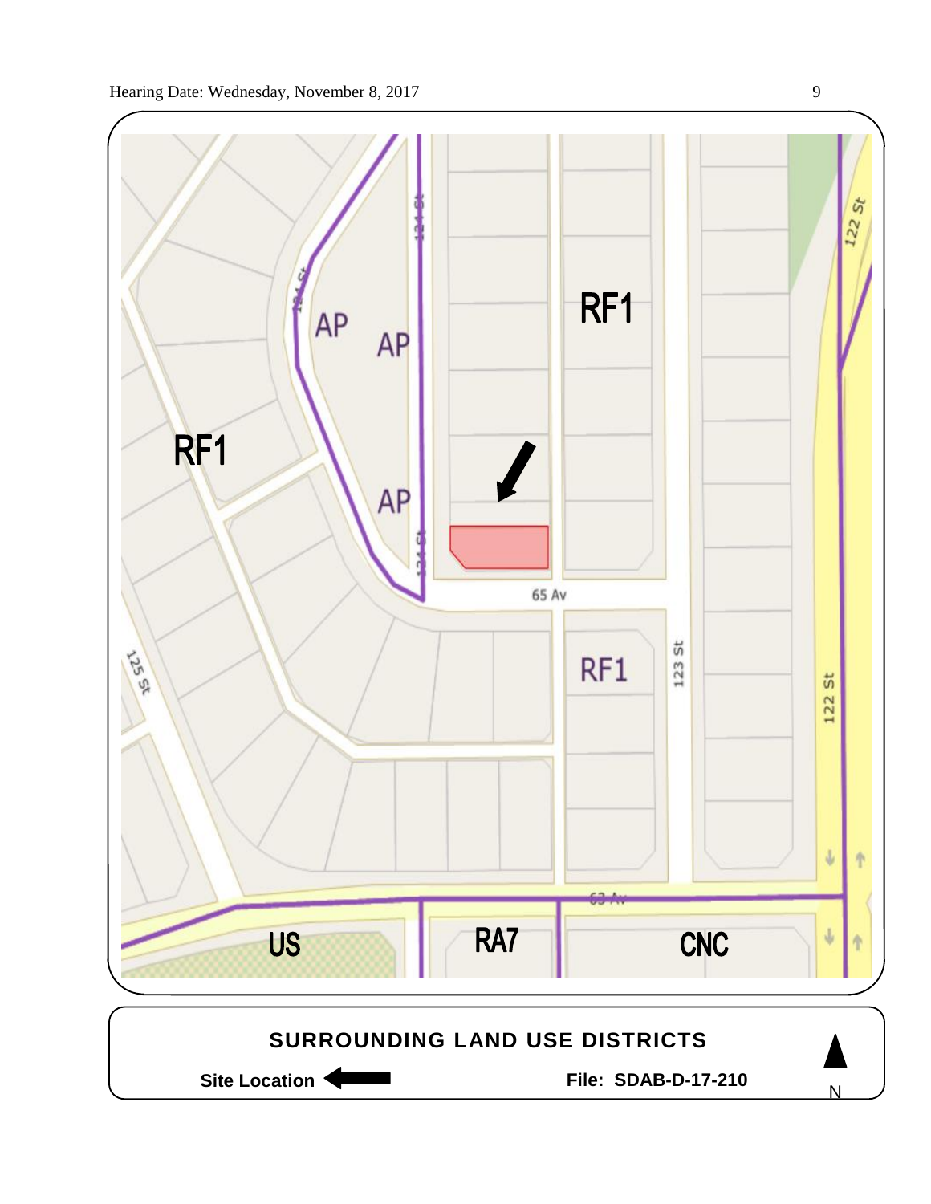RF1

AP

AP

AP

RF1

65 Av

RF1

123 St

122 St

125 St

63 Av

US

RA7

CNC

**SURROUNDING LAND USE DISTRICTS**

**Site Location** ⬅

**File: SDAB-D-17-210**

N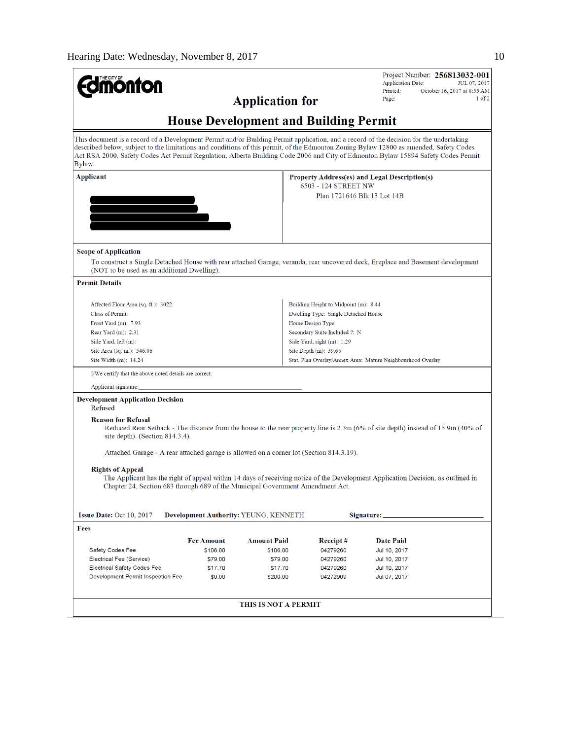Hearing Date: Wednesday, November 8, 2017

THE CITY OF Edmonton

Project Number: **256813032-001**
Application Date: JUL 07, 2017
Printed: October 16, 2017 at 8:55 AM
Page: 1 of 2

# Application for
# House Development and Building Permit

This document is a record of a Development Permit and/or Building Permit application, and a record of the decision for the undertaking described below, subject to the limitations and conditions of this permit, of the Edmonton Zoning Bylaw 12800 as amended, Safety Codes Act RSA 2000, Safety Codes Act Permit Regulation, Alberta Building Code 2006 and City of Edmonton Bylaw 15894 Safety Codes Permit Bylaw.

**Applicant**

**Property Address(es) and Legal Description(s)**
6503 - 124 STREET NW
Plan 1721646 Blk 13 Lot 14B

**Scope of Application**

To construct a Single Detached House with rear attached Garage, veranda, rear uncovered deck, fireplace and Basement development (NOT to be used as an additional Dwelling).

**Permit Details**

| | |
|---|---|
| Affected Floor Area (sq. ft.): 3022 | Building Height to Midpoint (m): 8.44 |
| Class of Permit: | Dwelling Type: Single Detached House |
| Front Yard (m): 7.93 | Home Design Type: |
| Rear Yard (m): 2.31 | Secondary Suite Included ?: N |
| Side Yard, left (m): | Side Yard, right (m): 1.29 |
| Site Area (sq. m.): 546.06 | Site Depth (m): 39.65 |
| Site Width (m): 14.24 | Stat. Plan Overlay/Annex Area: Mature Neighbourhood Overlay |

I/We certify that the above noted details are correct.

Applicant signature: ______________________________

**Development Application Decision**
Refused

**Reason for Refusal**

Reduced Rear Setback - The distance from the house to the rear property line is 2.3m (6% of site depth) instead of 15.9m (40% of site depth). (Section 814.3.4).

Attached Garage - A rear attached garage is allowed on a corner lot (Section 814.3.19).

**Rights of Appeal**

The Applicant has the right of appeal within 14 days of receiving notice of the Development Application Decision, as outlined in Chapter 24, Section 683 through 689 of the Municipal Government Amendment Act.

**Issue Date:** Oct 10, 2017 **Development Authority:** YEUNG, KENNETH **Signature:** ______________________

**Fees**

| | Fee Amount | Amount Paid | Receipt # | Date Paid |
|---|---|---|---|---|
| Safety Codes Fee | $106.00 | $106.00 | 04279260 | Jul 10, 2017 |
| Electrical Fee (Service) | $79.00 | $79.00 | 04279260 | Jul 10, 2017 |
| Electrical Safety Codes Fee | $17.70 | $17.70 | 04279260 | Jul 10, 2017 |
| Development Permit Inspection Fee | $0.00 | $200.00 | 04272909 | Jul 07, 2017 |

**THIS IS NOT A PERMIT**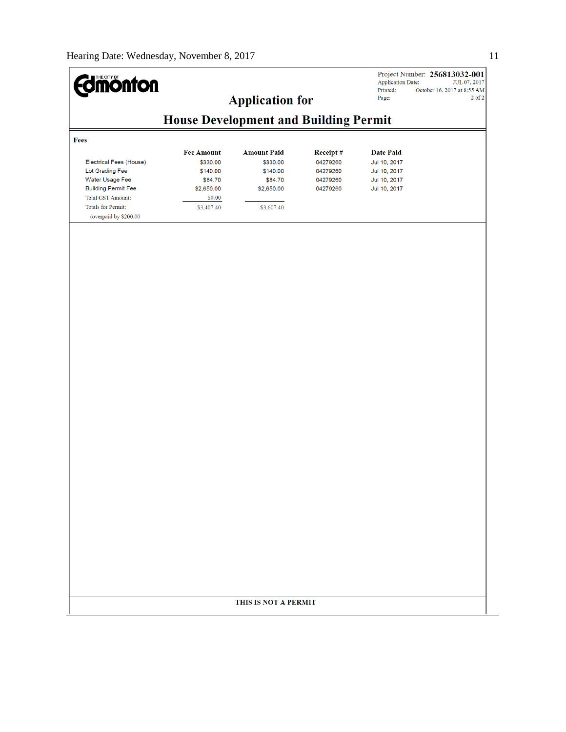THE CITY OF Edmonton

Project Number: **256813032-001**
Application Date: JUL 07, 2017
Printed: October 16, 2017 at 8:55 AM
Page: 2 of 2

## Application for
## House Development and Building Permit

**Fees**

| | Fee Amount | Amount Paid | Receipt # | Date Paid |
|---|---|---|---|---|
| Electrical Fees (House) | $330.00 | $330.00 | 04279260 | Jul 10, 2017 |
| Lot Grading Fee | $140.00 | $140.00 | 04279260 | Jul 10, 2017 |
| Water Usage Fee | $84.70 | $84.70 | 04279260 | Jul 10, 2017 |
| Building Permit Fee | $2,650.00 | $2,650.00 | 04279260 | Jul 10, 2017 |
| Total GST Amount: | $0.00 | | | |
| Totals for Permit: | $3,407.40 | $3,607.40 | | |
| (overpaid by $200.00 | | | | |

**THIS IS NOT A PERMIT**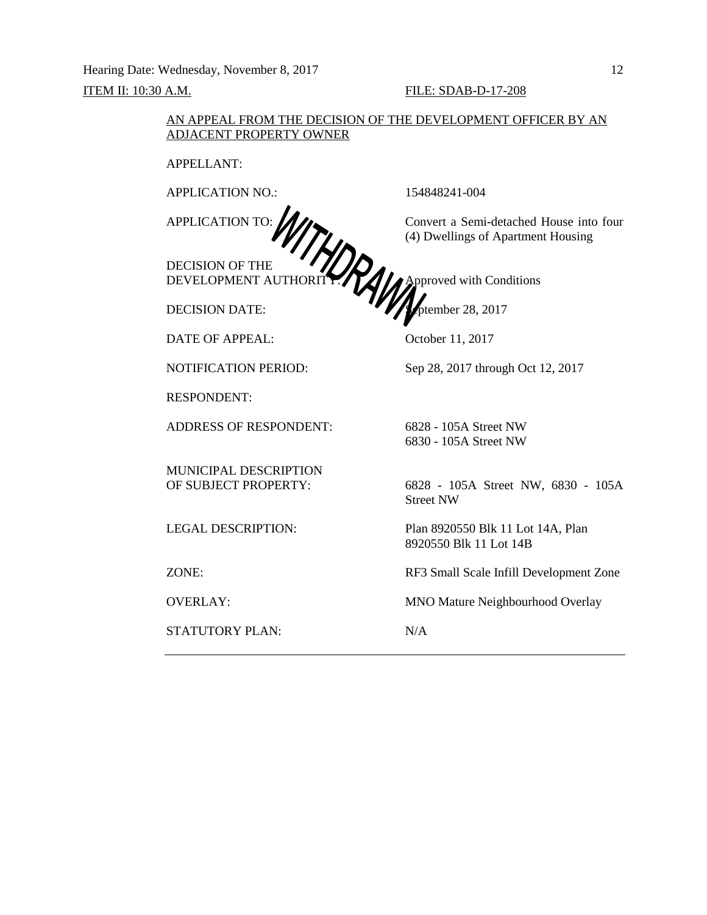Hearing Date: Wednesday, November 8, 2017

ITEM II: 10:30 A.M. FILE: SDAB-D-17-208

AN APPEAL FROM THE DECISION OF THE DEVELOPMENT OFFICER BY AN ADJACENT PROPERTY OWNER

WITHDRAWN

| | |
|---|---|
| APPELLANT: | |
| APPLICATION NO.: | 154848241-004 |
| APPLICATION TO: | Convert a Semi-detached House into four (4) Dwellings of Apartment Housing |
| DECISION OF THE DEVELOPMENT AUTHORITY: | Approved with Conditions |
| DECISION DATE: | September 28, 2017 |
| DATE OF APPEAL: | October 11, 2017 |
| NOTIFICATION PERIOD: | Sep 28, 2017 through Oct 12, 2017 |
| RESPONDENT: | |
| ADDRESS OF RESPONDENT: | 6828 - 105A Street NW<br>6830 - 105A Street NW |
| MUNICIPAL DESCRIPTION OF SUBJECT PROPERTY: | 6828 - 105A Street NW, 6830 - 105A Street NW |
| LEGAL DESCRIPTION: | Plan 8920550 Blk 11 Lot 14A, Plan 8920550 Blk 11 Lot 14B |
| ZONE: | RF3 Small Scale Infill Development Zone |
| OVERLAY: | MNO Mature Neighbourhood Overlay |
| STATUTORY PLAN: | N/A |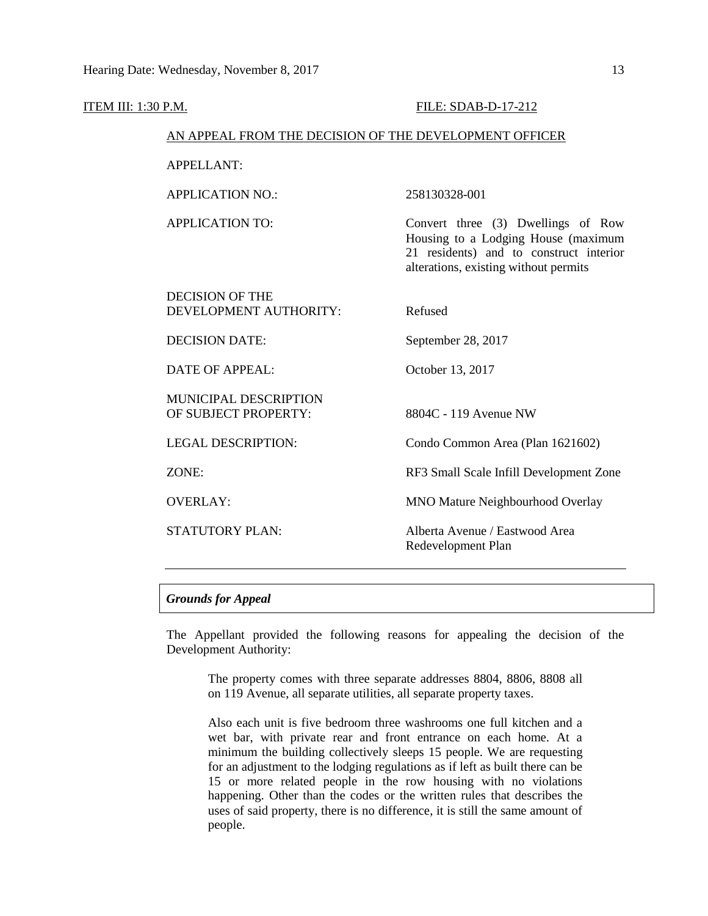ITEM III: 1:30 P.M. FILE: SDAB-D-17-212

AN APPEAL FROM THE DECISION OF THE DEVELOPMENT OFFICER

| | |
|---|---|
| APPELLANT: | |
| APPLICATION NO.: | 258130328-001 |
| APPLICATION TO: | Convert three (3) Dwellings of Row Housing to a Lodging House (maximum 21 residents) and to construct interior alterations, existing without permits |
| DECISION OF THE DEVELOPMENT AUTHORITY: | Refused |
| DECISION DATE: | September 28, 2017 |
| DATE OF APPEAL: | October 13, 2017 |
| MUNICIPAL DESCRIPTION OF SUBJECT PROPERTY: | 8804C - 119 Avenue NW |
| LEGAL DESCRIPTION: | Condo Common Area (Plan 1621602) |
| ZONE: | RF3 Small Scale Infill Development Zone |
| OVERLAY: | MNO Mature Neighbourhood Overlay |
| STATUTORY PLAN: | Alberta Avenue / Eastwood Area Redevelopment Plan |

### *Grounds for Appeal*

The Appellant provided the following reasons for appealing the decision of the Development Authority:

> The property comes with three separate addresses 8804, 8806, 8808 all on 119 Avenue, all separate utilities, all separate property taxes.
>
> Also each unit is five bedroom three washrooms one full kitchen and a wet bar, with private rear and front entrance on each home. At a minimum the building collectively sleeps 15 people. We are requesting for an adjustment to the lodging regulations as if left as built there can be 15 or more related people in the row housing with no violations happening. Other than the codes or the written rules that describes the uses of said property, there is no difference, it is still the same amount of people.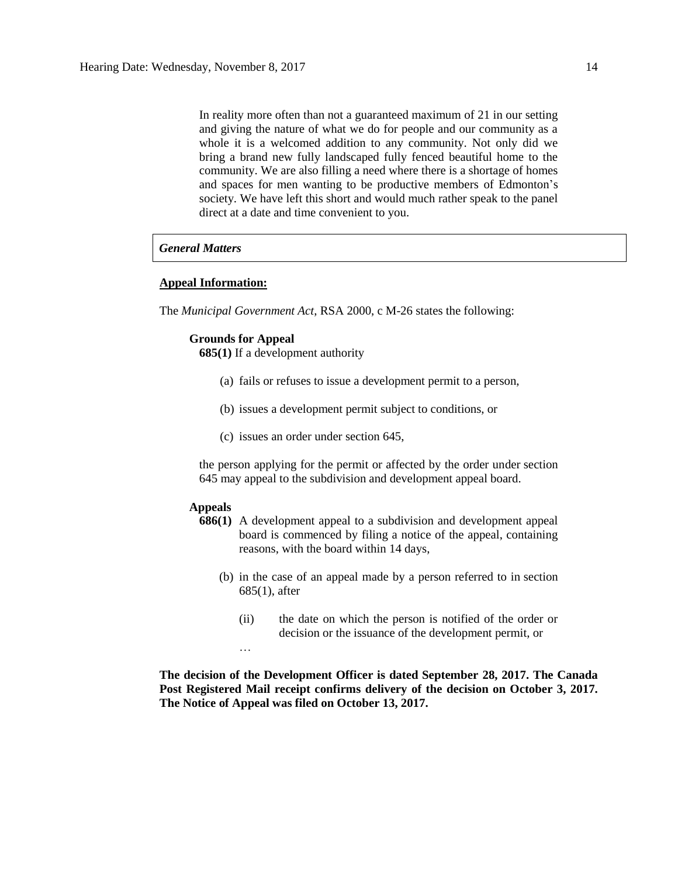> In reality more often than not a guaranteed maximum of 21 in our setting and giving the nature of what we do for people and our community as a whole it is a welcomed addition to any community. Not only did we bring a brand new fully landscaped fully fenced beautiful home to the community. We are also filling a need where there is a shortage of homes and spaces for men wanting to be productive members of Edmonton's society. We have left this short and would much rather speak to the panel direct at a date and time convenient to you.

***General Matters***

**Appeal Information:**

The *Municipal Government Act*, RSA 2000, c M-26 states the following:

> **Grounds for Appeal**
>
> **685(1)** If a development authority
>
> (a) fails or refuses to issue a development permit to a person,
>
> (b) issues a development permit subject to conditions, or
>
> (c) issues an order under section 645,
>
> the person applying for the permit or affected by the order under section 645 may appeal to the subdivision and development appeal board.
>
> **Appeals**
>
> **686(1)** A development appeal to a subdivision and development appeal board is commenced by filing a notice of the appeal, containing reasons, with the board within 14 days,
>
> (b) in the case of an appeal made by a person referred to in section 685(1), after
>
> (ii) the date on which the person is notified of the order or decision or the issuance of the development permit, or
>
> …

**The decision of the Development Officer is dated September 28, 2017. The Canada Post Registered Mail receipt confirms delivery of the decision on October 3, 2017. The Notice of Appeal was filed on October 13, 2017.**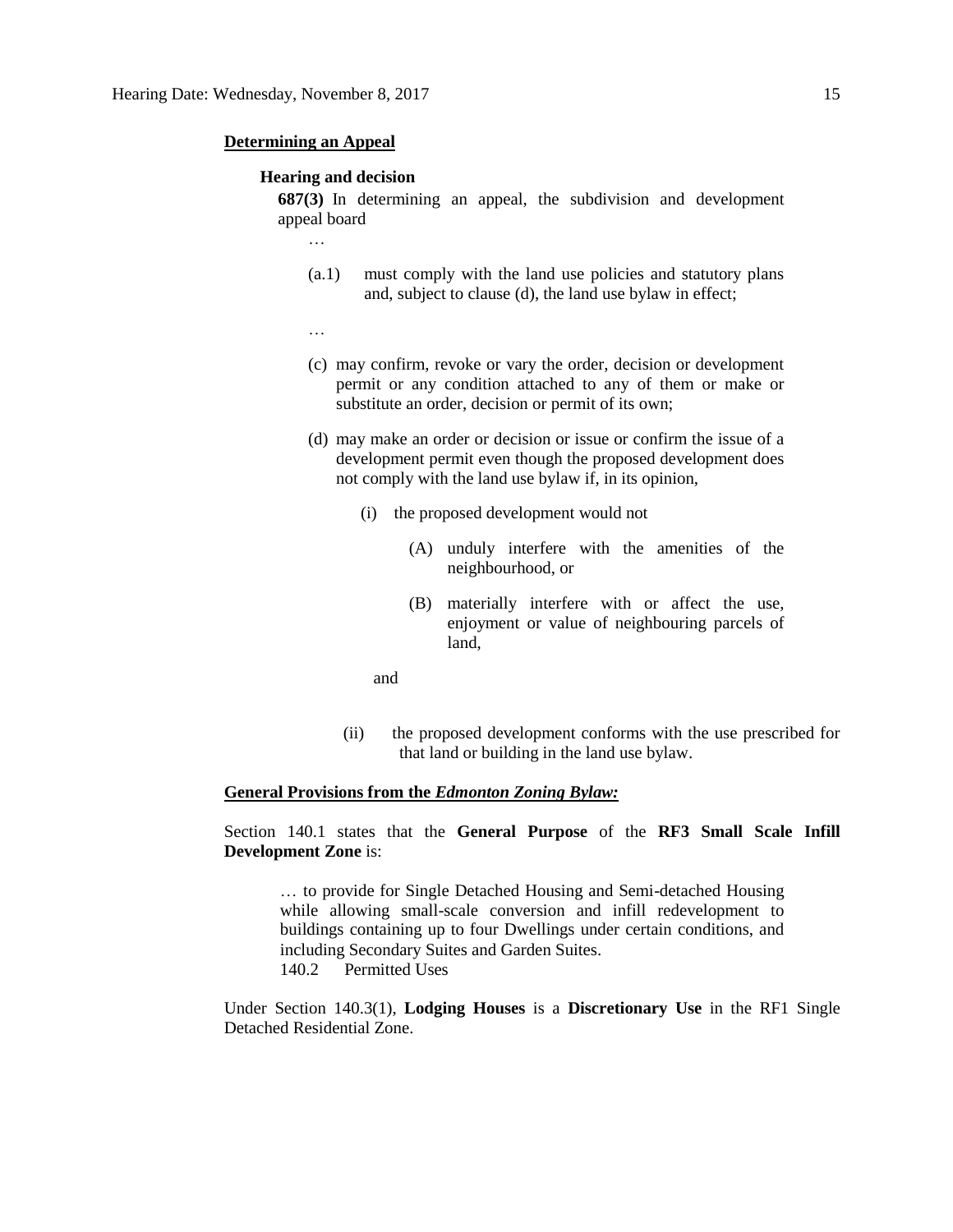**Determining an Appeal**

**Hearing and decision**

**687(3)** In determining an appeal, the subdivision and development appeal board

…

(a.1) must comply with the land use policies and statutory plans and, subject to clause (d), the land use bylaw in effect;

…

(c) may confirm, revoke or vary the order, decision or development permit or any condition attached to any of them or make or substitute an order, decision or permit of its own;

(d) may make an order or decision or issue or confirm the issue of a development permit even though the proposed development does not comply with the land use bylaw if, in its opinion,

(i) the proposed development would not

(A) unduly interfere with the amenities of the neighbourhood, or

(B) materially interfere with or affect the use, enjoyment or value of neighbouring parcels of land,

and

(ii) the proposed development conforms with the use prescribed for that land or building in the land use bylaw.

**General Provisions from the *Edmonton Zoning Bylaw:***

Section 140.1 states that the **General Purpose** of the **RF3 Small Scale Infill Development Zone** is:

> … to provide for Single Detached Housing and Semi-detached Housing while allowing small-scale conversion and infill redevelopment to buildings containing up to four Dwellings under certain conditions, and including Secondary Suites and Garden Suites.
> 140.2 Permitted Uses

Under Section 140.3(1), **Lodging Houses** is a **Discretionary Use** in the RF1 Single Detached Residential Zone.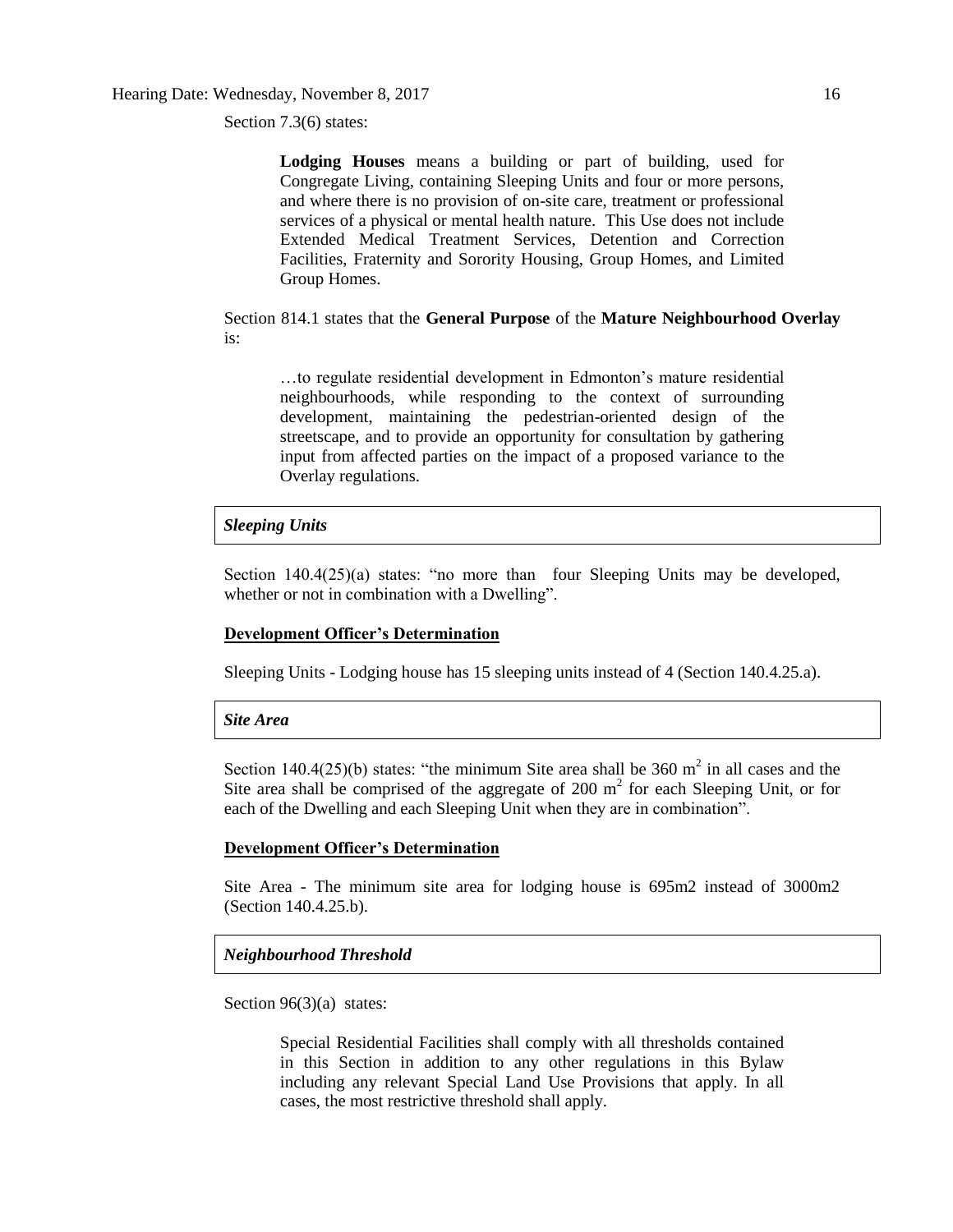Section 7.3(6) states:

> **Lodging Houses** means a building or part of building, used for Congregate Living, containing Sleeping Units and four or more persons, and where there is no provision of on-site care, treatment or professional services of a physical or mental health nature. This Use does not include Extended Medical Treatment Services, Detention and Correction Facilities, Fraternity and Sorority Housing, Group Homes, and Limited Group Homes.

Section 814.1 states that the **General Purpose** of the **Mature Neighbourhood Overlay** is:

> …to regulate residential development in Edmonton's mature residential neighbourhoods, while responding to the context of surrounding development, maintaining the pedestrian-oriented design of the streetscape, and to provide an opportunity for consultation by gathering input from affected parties on the impact of a proposed variance to the Overlay regulations.

***Sleeping Units***

Section 140.4(25)(a) states: "no more than four Sleeping Units may be developed, whether or not in combination with a Dwelling".

**Development Officer's Determination**

Sleeping Units - Lodging house has 15 sleeping units instead of 4 (Section 140.4.25.a).

***Site Area***

Section 140.4(25)(b) states: "the minimum Site area shall be 360 $m^2$ in all cases and the Site area shall be comprised of the aggregate of 200 $m^2$ for each Sleeping Unit, or for each of the Dwelling and each Sleeping Unit when they are in combination".

**Development Officer's Determination**

Site Area - The minimum site area for lodging house is 695m2 instead of 3000m2 (Section 140.4.25.b).

***Neighbourhood Threshold***

Section 96(3)(a) states:

> Special Residential Facilities shall comply with all thresholds contained in this Section in addition to any other regulations in this Bylaw including any relevant Special Land Use Provisions that apply. In all cases, the most restrictive threshold shall apply.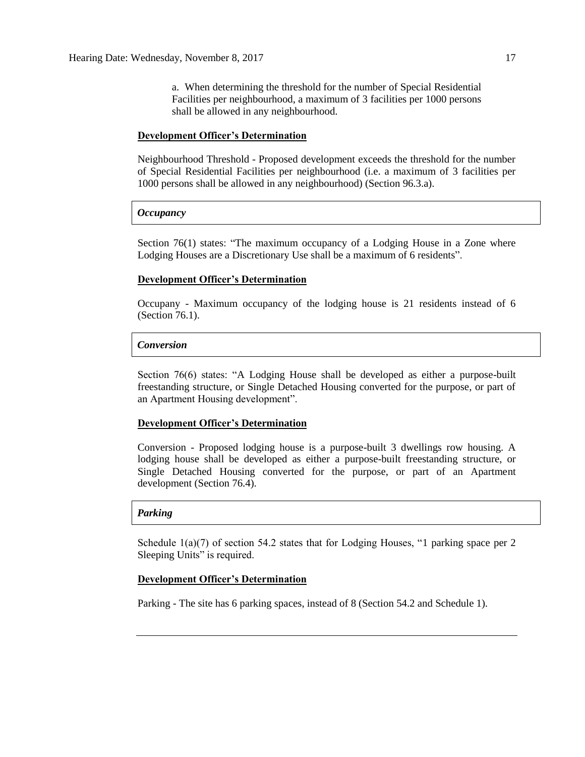a. When determining the threshold for the number of Special Residential Facilities per neighbourhood, a maximum of 3 facilities per 1000 persons shall be allowed in any neighbourhood.

**Development Officer's Determination**

Neighbourhood Threshold - Proposed development exceeds the threshold for the number of Special Residential Facilities per neighbourhood (i.e. a maximum of 3 facilities per 1000 persons shall be allowed in any neighbourhood) (Section 96.3.a).

***Occupancy***

Section 76(1) states: "The maximum occupancy of a Lodging House in a Zone where Lodging Houses are a Discretionary Use shall be a maximum of 6 residents".

**Development Officer's Determination**

Occupany - Maximum occupancy of the lodging house is 21 residents instead of 6 (Section 76.1).

***Conversion***

Section 76(6) states: "A Lodging House shall be developed as either a purpose-built freestanding structure, or Single Detached Housing converted for the purpose, or part of an Apartment Housing development".

**Development Officer's Determination**

Conversion - Proposed lodging house is a purpose-built 3 dwellings row housing. A lodging house shall be developed as either a purpose-built freestanding structure, or Single Detached Housing converted for the purpose, or part of an Apartment development (Section 76.4).

***Parking***

Schedule 1(a)(7) of section 54.2 states that for Lodging Houses, "1 parking space per 2 Sleeping Units" is required.

**Development Officer's Determination**

Parking - The site has 6 parking spaces, instead of 8 (Section 54.2 and Schedule 1).

---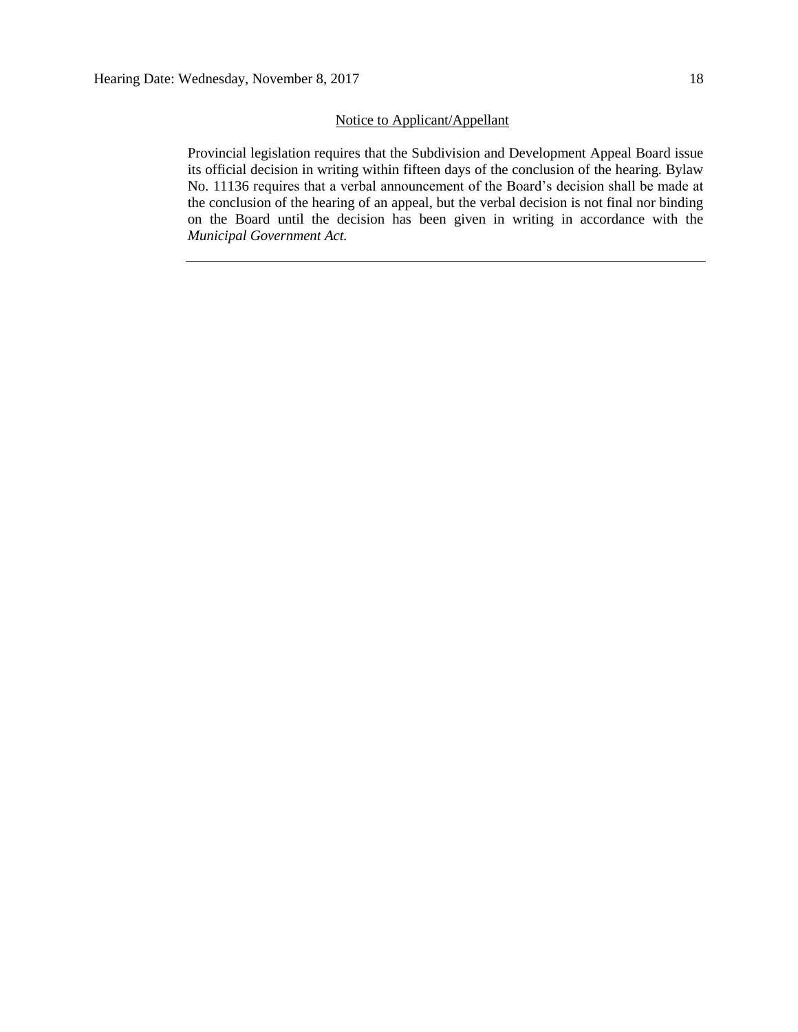<u>Notice to Applicant/Appellant</u>

Provincial legislation requires that the Subdivision and Development Appeal Board issue its official decision in writing within fifteen days of the conclusion of the hearing. Bylaw No. 11136 requires that a verbal announcement of the Board's decision shall be made at the conclusion of the hearing of an appeal, but the verbal decision is not final nor binding on the Board until the decision has been given in writing in accordance with the *Municipal Government Act.*

---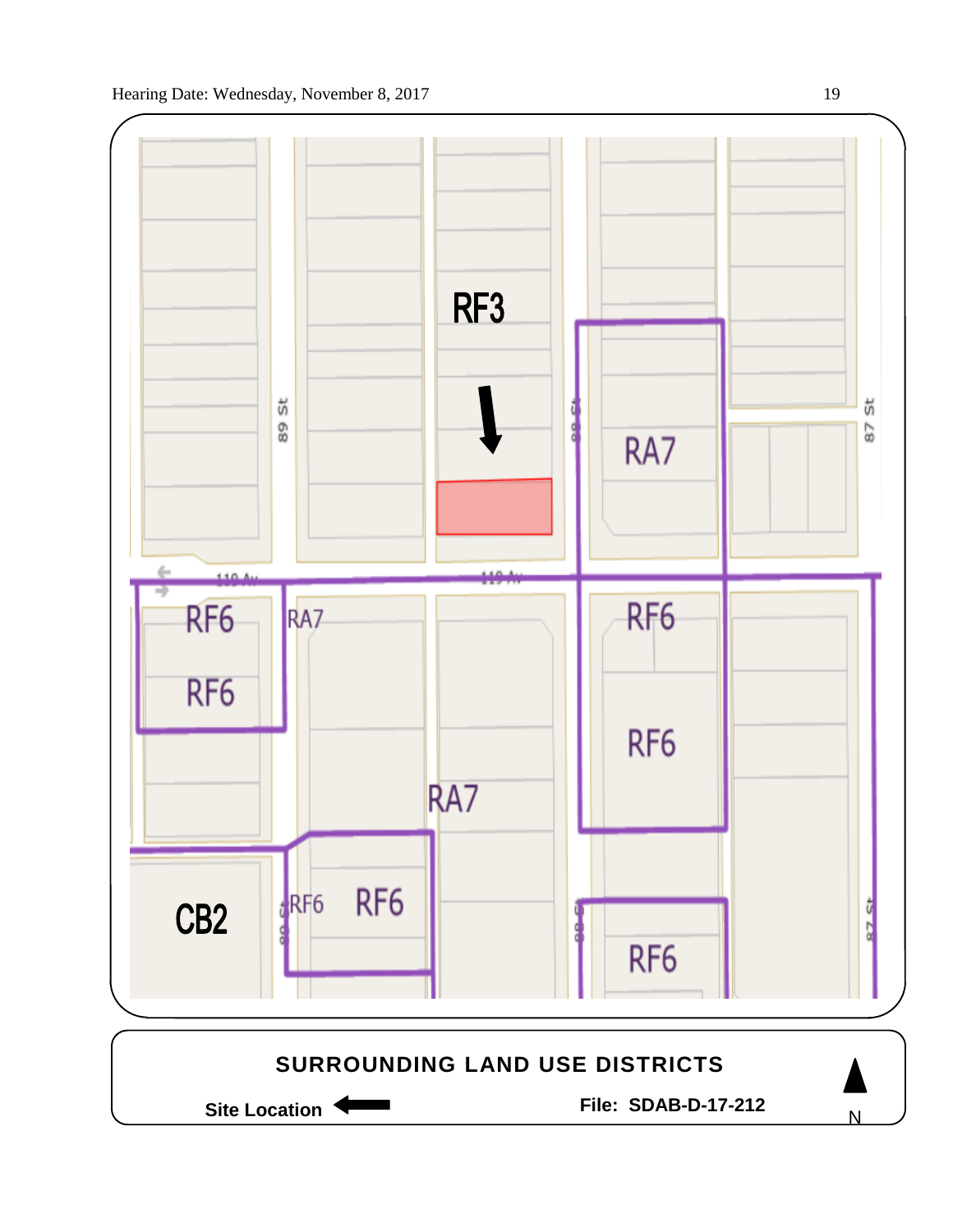RF3

89 St

88 St

87 St

RA7

110 Av

RF6

RF6

RA7

RF6

RF6

RA7

CB2

RF6

RF6

RF6

**SURROUNDING LAND USE DISTRICTS**

**Site Location** ←

**File: SDAB-D-17-212**

N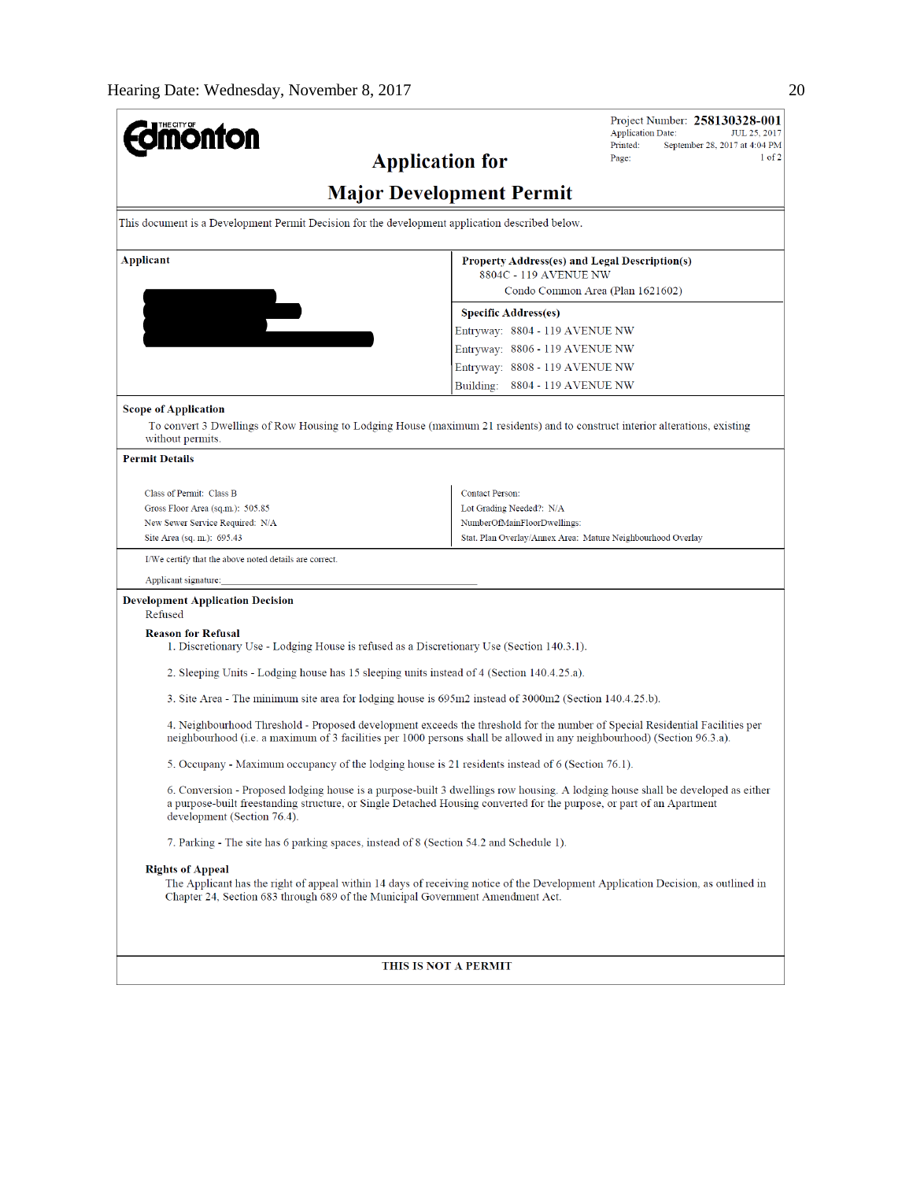Project Number: **258130328-001**
Application Date: JUL 25, 2017
Printed: September 28, 2017 at 4:04 PM
Page: 1 of 2

# Application for
# Major Development Permit

This document is a Development Permit Decision for the development application described below.

| Applicant | Property Address(es) and Legal Description(s) |
|---|---|
| | 8804C - 119 AVENUE NW<br>Condo Common Area (Plan 1621602) |
| | **Specific Address(es)**<br>Entryway: 8804 - 119 AVENUE NW<br>Entryway: 8806 - 119 AVENUE NW<br>Entryway: 8808 - 119 AVENUE NW<br>Building: 8804 - 119 AVENUE NW |

**Scope of Application**

To convert 3 Dwellings of Row Housing to Lodging House (maximum 21 residents) and to construct interior alterations, existing without permits.

**Permit Details**

| | |
|---|---|
| Class of Permit: Class B | Contact Person: |
| Gross Floor Area (sq.m.): 505.85 | Lot Grading Needed?: N/A |
| New Sewer Service Required: N/A | NumberOfMainFloorDwellings: |
| Site Area (sq. m.): 695.43 | Stat. Plan Overlay/Annex Area: Mature Neighbourhood Overlay |

I/We certify that the above noted details are correct.

Applicant signature:

**Development Application Decision**

Refused

**Reason for Refusal**

1. Discretionary Use - Lodging House is refused as a Discretionary Use (Section 140.3.1).

2. Sleeping Units - Lodging house has 15 sleeping units instead of 4 (Section 140.4.25.a).

3. Site Area - The minimum site area for lodging house is 695m2 instead of 3000m2 (Section 140.4.25.b).

4. Neighbourhood Threshold - Proposed development exceeds the threshold for the number of Special Residential Facilities per neighbourhood (i.e. a maximum of 3 facilities per 1000 persons shall be allowed in any neighbourhood) (Section 96.3.a).

5. Occupany - Maximum occupancy of the lodging house is 21 residents instead of 6 (Section 76.1).

6. Conversion - Proposed lodging house is a purpose-built 3 dwellings row housing. A lodging house shall be developed as either a purpose-built freestanding structure, or Single Detached Housing converted for the purpose, or part of an Apartment development (Section 76.4).

7. Parking - The site has 6 parking spaces, instead of 8 (Section 54.2 and Schedule 1).

**Rights of Appeal**

The Applicant has the right of appeal within 14 days of receiving notice of the Development Application Decision, as outlined in Chapter 24, Section 683 through 689 of the Municipal Government Amendment Act.

**THIS IS NOT A PERMIT**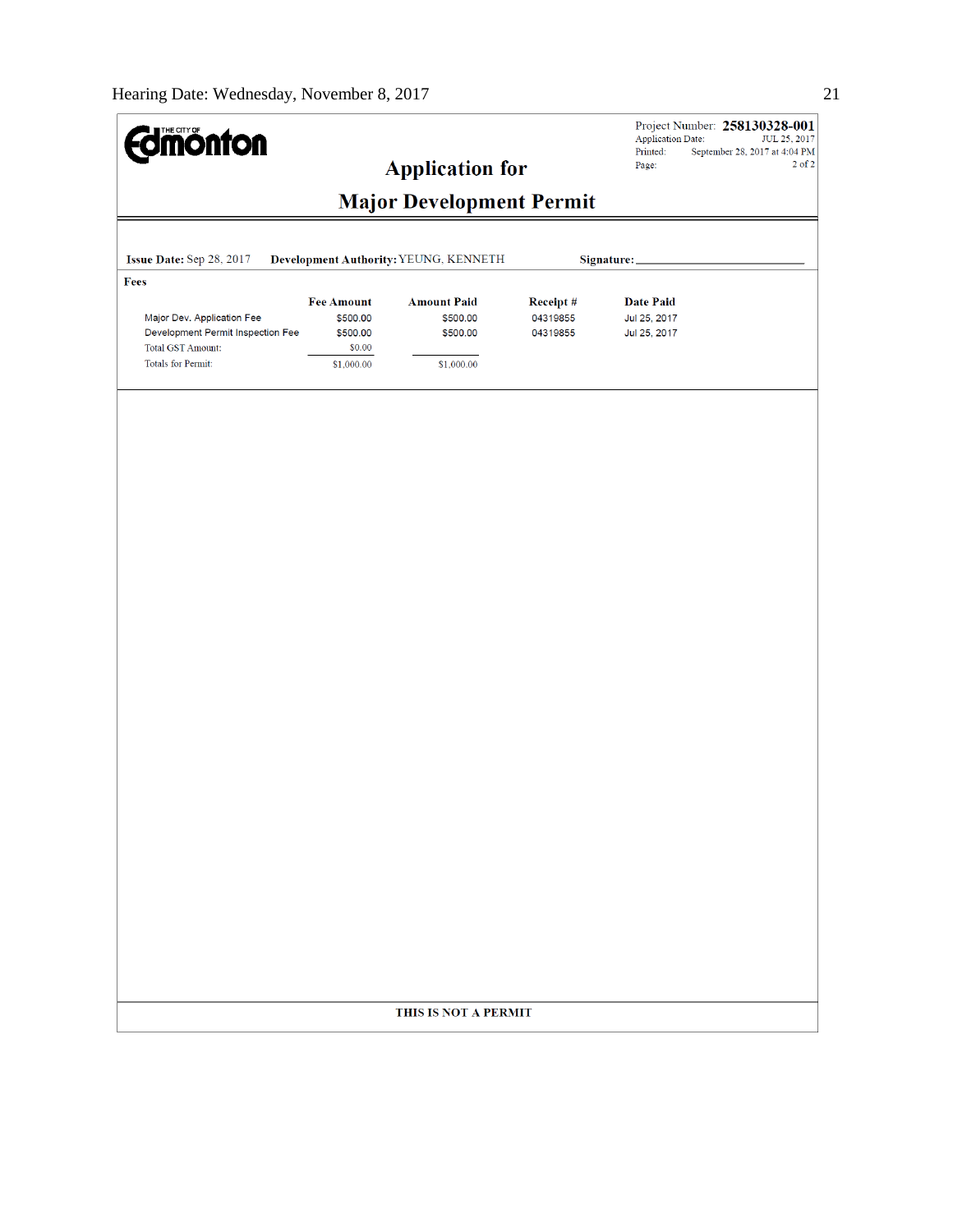Project Number: **258130328-001**
Application Date: JUL 25, 2017
Printed: September 28, 2017 at 4:04 PM
Page: 2 of 2

# Application for

# Major Development Permit

**Issue Date:** Sep 28, 2017 **Development Authority:** YEUNG, KENNETH **Signature:** ___________________

**Fees**

| | Fee Amount | Amount Paid | Receipt # | Date Paid |
|---|---|---|---|---|
| Major Dev. Application Fee | $500.00 | $500.00 | 04319855 | Jul 25, 2017 |
| Development Permit Inspection Fee | $500.00 | $500.00 | 04319855 | Jul 25, 2017 |
| Total GST Amount: | $0.00 | | | |
| Totals for Permit: | $1,000.00 | $1,000.00 | | |

**THIS IS NOT A PERMIT**